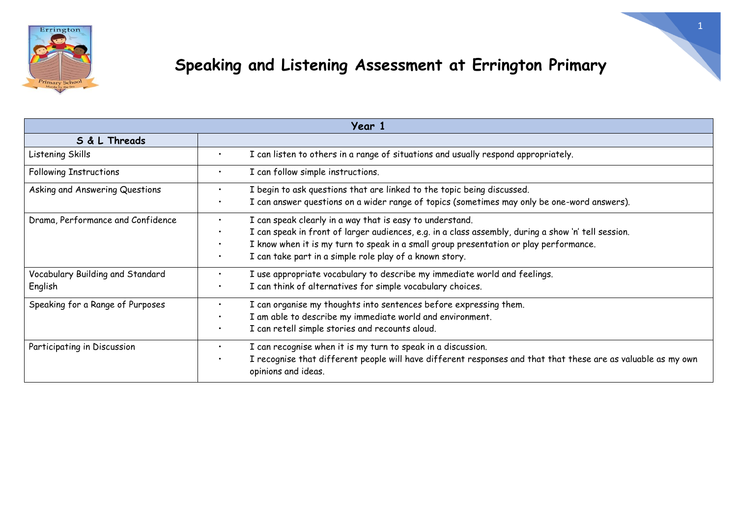# Speaking and Listening Assessment at Errington Primary

| Year 1 | |
|---|---|
| **S & L Threads** | |
| Listening Skills | • I can listen to others in a range of situations and usually respond appropriately. |
| Following Instructions | • I can follow simple instructions. |
| Asking and Answering Questions | • I begin to ask questions that are linked to the topic being discussed.<br>• I can answer questions on a wider range of topics (sometimes may only be one-word answers). |
| Drama, Performance and Confidence | • I can speak clearly in a way that is easy to understand.<br>• I can speak in front of larger audiences, e.g. in a class assembly, during a show 'n' tell session.<br>• I know when it is my turn to speak in a small group presentation or play performance.<br>• I can take part in a simple role play of a known story. |
| Vocabulary Building and Standard English | • I use appropriate vocabulary to describe my immediate world and feelings.<br>• I can think of alternatives for simple vocabulary choices. |
| Speaking for a Range of Purposes | • I can organise my thoughts into sentences before expressing them.<br>• I am able to describe my immediate world and environment.<br>• I can retell simple stories and recounts aloud. |
| Participating in Discussion | • I can recognise when it is my turn to speak in a discussion.<br>• I recognise that different people will have different responses and that that these are as valuable as my own opinions and ideas. |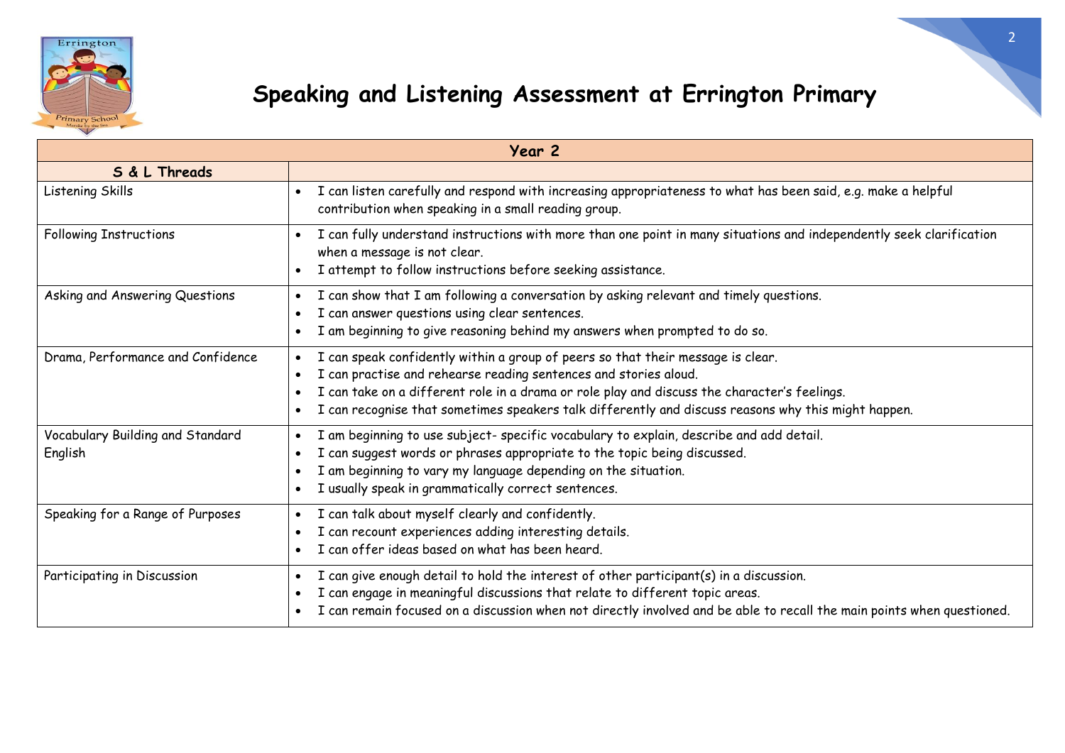# Speaking and Listening Assessment at Errington Primary

| Year 2 | |
|---|---|
| **S & L Threads** | |
| Listening Skills | • I can listen carefully and respond with increasing appropriateness to what has been said, e.g. make a helpful contribution when speaking in a small reading group. |
| Following Instructions | • I can fully understand instructions with more than one point in many situations and independently seek clarification when a message is not clear.<br>• I attempt to follow instructions before seeking assistance. |
| Asking and Answering Questions | • I can show that I am following a conversation by asking relevant and timely questions.<br>• I can answer questions using clear sentences.<br>• I am beginning to give reasoning behind my answers when prompted to do so. |
| Drama, Performance and Confidence | • I can speak confidently within a group of peers so that their message is clear.<br>• I can practise and rehearse reading sentences and stories aloud.<br>• I can take on a different role in a drama or role play and discuss the character's feelings.<br>• I can recognise that sometimes speakers talk differently and discuss reasons why this might happen. |
| Vocabulary Building and Standard English | • I am beginning to use subject- specific vocabulary to explain, describe and add detail.<br>• I can suggest words or phrases appropriate to the topic being discussed.<br>• I am beginning to vary my language depending on the situation.<br>• I usually speak in grammatically correct sentences. |
| Speaking for a Range of Purposes | • I can talk about myself clearly and confidently.<br>• I can recount experiences adding interesting details.<br>• I can offer ideas based on what has been heard. |
| Participating in Discussion | • I can give enough detail to hold the interest of other participant(s) in a discussion.<br>• I can engage in meaningful discussions that relate to different topic areas.<br>• I can remain focused on a discussion when not directly involved and be able to recall the main points when questioned. |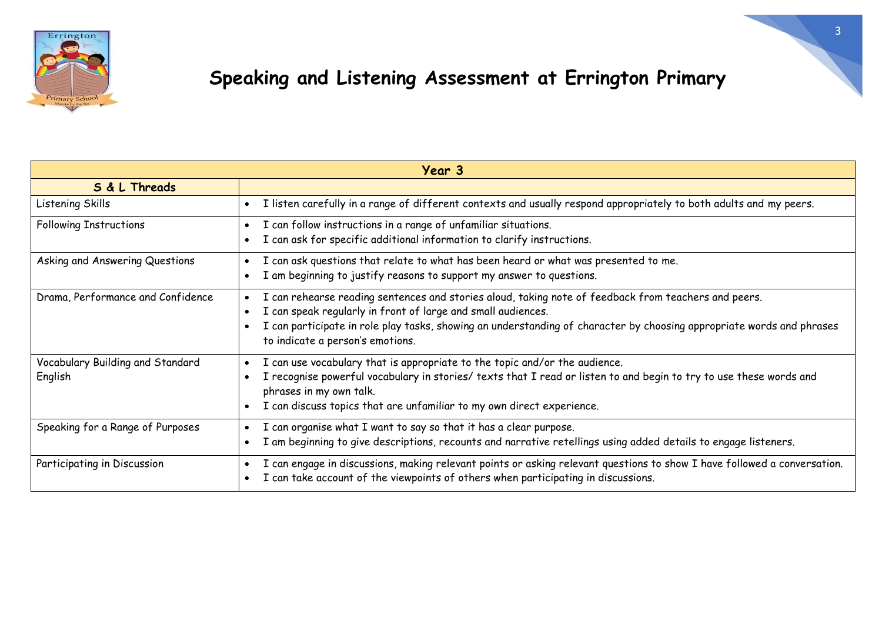# Speaking and Listening Assessment at Errington Primary

| Year 3 | |
|---|---|
| **S & L Threads** | |
| Listening Skills | • I listen carefully in a range of different contexts and usually respond appropriately to both adults and my peers. |
| Following Instructions | • I can follow instructions in a range of unfamiliar situations.<br>• I can ask for specific additional information to clarify instructions. |
| Asking and Answering Questions | • I can ask questions that relate to what has been heard or what was presented to me.<br>• I am beginning to justify reasons to support my answer to questions. |
| Drama, Performance and Confidence | • I can rehearse reading sentences and stories aloud, taking note of feedback from teachers and peers.<br>• I can speak regularly in front of large and small audiences.<br>• I can participate in role play tasks, showing an understanding of character by choosing appropriate words and phrases to indicate a person's emotions. |
| Vocabulary Building and Standard English | • I can use vocabulary that is appropriate to the topic and/or the audience.<br>• I recognise powerful vocabulary in stories/ texts that I read or listen to and begin to try to use these words and phrases in my own talk.<br>• I can discuss topics that are unfamiliar to my own direct experience. |
| Speaking for a Range of Purposes | • I can organise what I want to say so that it has a clear purpose.<br>• I am beginning to give descriptions, recounts and narrative retellings using added details to engage listeners. |
| Participating in Discussion | • I can engage in discussions, making relevant points or asking relevant questions to show I have followed a conversation.<br>• I can take account of the viewpoints of others when participating in discussions. |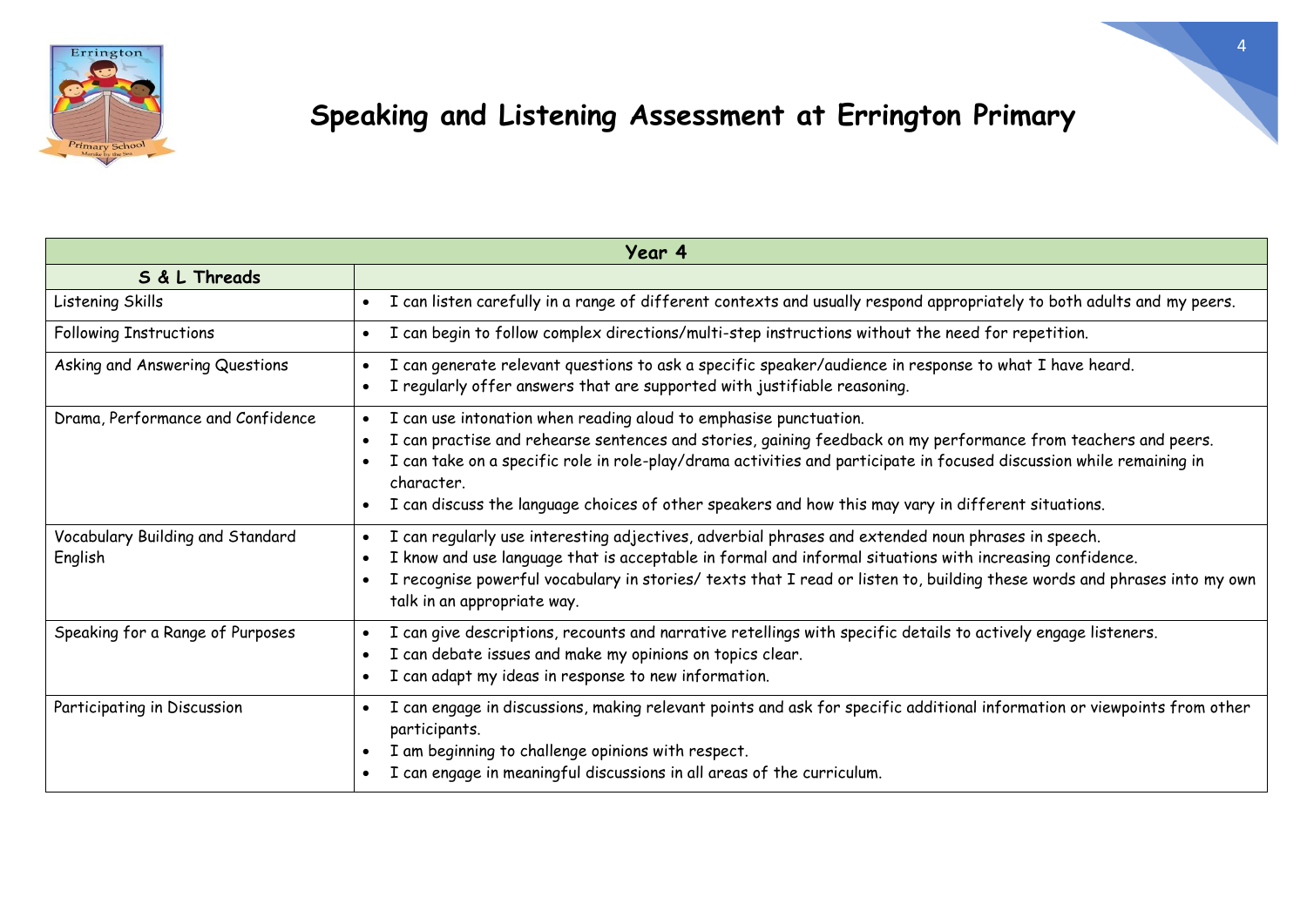# Speaking and Listening Assessment at Errington Primary

| Year 4 | |
|---|---|
| **S & L Threads** | |
| Listening Skills | • I can listen carefully in a range of different contexts and usually respond appropriately to both adults and my peers. |
| Following Instructions | • I can begin to follow complex directions/multi-step instructions without the need for repetition. |
| Asking and Answering Questions | • I can generate relevant questions to ask a specific speaker/audience in response to what I have heard.<br>• I regularly offer answers that are supported with justifiable reasoning. |
| Drama, Performance and Confidence | • I can use intonation when reading aloud to emphasise punctuation.<br>• I can practise and rehearse sentences and stories, gaining feedback on my performance from teachers and peers.<br>• I can take on a specific role in role-play/drama activities and participate in focused discussion while remaining in character.<br>• I can discuss the language choices of other speakers and how this may vary in different situations. |
| Vocabulary Building and Standard English | • I can regularly use interesting adjectives, adverbial phrases and extended noun phrases in speech.<br>• I know and use language that is acceptable in formal and informal situations with increasing confidence.<br>• I recognise powerful vocabulary in stories/ texts that I read or listen to, building these words and phrases into my own talk in an appropriate way. |
| Speaking for a Range of Purposes | • I can give descriptions, recounts and narrative retellings with specific details to actively engage listeners.<br>• I can debate issues and make my opinions on topics clear.<br>• I can adapt my ideas in response to new information. |
| Participating in Discussion | • I can engage in discussions, making relevant points and ask for specific additional information or viewpoints from other participants.<br>• I am beginning to challenge opinions with respect.<br>• I can engage in meaningful discussions in all areas of the curriculum. |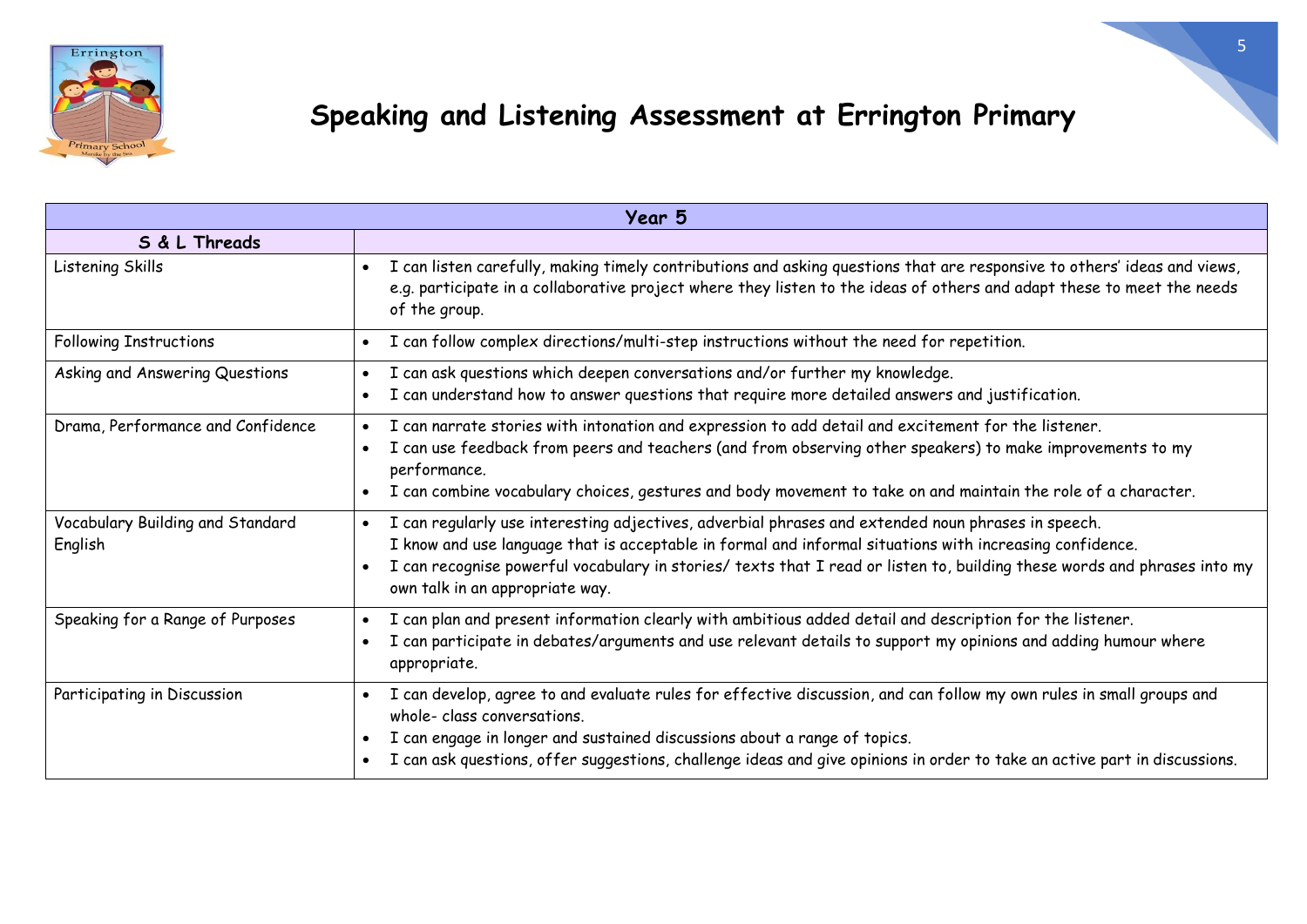# Speaking and Listening Assessment at Errington Primary

| Year 5 | |
|---|---|
| **S & L Threads** | |
| Listening Skills | • I can listen carefully, making timely contributions and asking questions that are responsive to others' ideas and views, e.g. participate in a collaborative project where they listen to the ideas of others and adapt these to meet the needs of the group. |
| Following Instructions | • I can follow complex directions/multi-step instructions without the need for repetition. |
| Asking and Answering Questions | • I can ask questions which deepen conversations and/or further my knowledge.<br>• I can understand how to answer questions that require more detailed answers and justification. |
| Drama, Performance and Confidence | • I can narrate stories with intonation and expression to add detail and excitement for the listener.<br>• I can use feedback from peers and teachers (and from observing other speakers) to make improvements to my performance.<br>• I can combine vocabulary choices, gestures and body movement to take on and maintain the role of a character. |
| Vocabulary Building and Standard English | • I can regularly use interesting adjectives, adverbial phrases and extended noun phrases in speech. I know and use language that is acceptable in formal and informal situations with increasing confidence.<br>• I can recognise powerful vocabulary in stories/ texts that I read or listen to, building these words and phrases into my own talk in an appropriate way. |
| Speaking for a Range of Purposes | • I can plan and present information clearly with ambitious added detail and description for the listener.<br>• I can participate in debates/arguments and use relevant details to support my opinions and adding humour where appropriate. |
| Participating in Discussion | • I can develop, agree to and evaluate rules for effective discussion, and can follow my own rules in small groups and whole- class conversations.<br>• I can engage in longer and sustained discussions about a range of topics.<br>• I can ask questions, offer suggestions, challenge ideas and give opinions in order to take an active part in discussions. |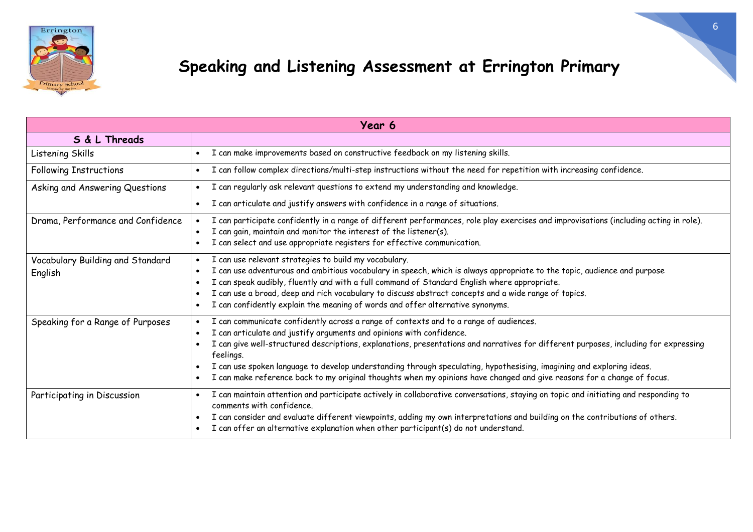# Speaking and Listening Assessment at Errington Primary

| Year 6 | |
|---|---|
| **S & L Threads** | |
| Listening Skills | • I can make improvements based on constructive feedback on my listening skills. |
| Following Instructions | • I can follow complex directions/multi-step instructions without the need for repetition with increasing confidence. |
| Asking and Answering Questions | • I can regularly ask relevant questions to extend my understanding and knowledge.<br>• I can articulate and justify answers with confidence in a range of situations. |
| Drama, Performance and Confidence | • I can participate confidently in a range of different performances, role play exercises and improvisations (including acting in role).<br>• I can gain, maintain and monitor the interest of the listener(s).<br>• I can select and use appropriate registers for effective communication. |
| Vocabulary Building and Standard English | • I can use relevant strategies to build my vocabulary.<br>• I can use adventurous and ambitious vocabulary in speech, which is always appropriate to the topic, audience and purpose<br>• I can speak audibly, fluently and with a full command of Standard English where appropriate.<br>• I can use a broad, deep and rich vocabulary to discuss abstract concepts and a wide range of topics.<br>• I can confidently explain the meaning of words and offer alternative synonyms. |
| Speaking for a Range of Purposes | • I can communicate confidently across a range of contexts and to a range of audiences.<br>• I can articulate and justify arguments and opinions with confidence.<br>• I can give well-structured descriptions, explanations, presentations and narratives for different purposes, including for expressing feelings.<br>• I can use spoken language to develop understanding through speculating, hypothesising, imagining and exploring ideas.<br>• I can make reference back to my original thoughts when my opinions have changed and give reasons for a change of focus. |
| Participating in Discussion | • I can maintain attention and participate actively in collaborative conversations, staying on topic and initiating and responding to comments with confidence.<br>• I can consider and evaluate different viewpoints, adding my own interpretations and building on the contributions of others.<br>• I can offer an alternative explanation when other participant(s) do not understand. |